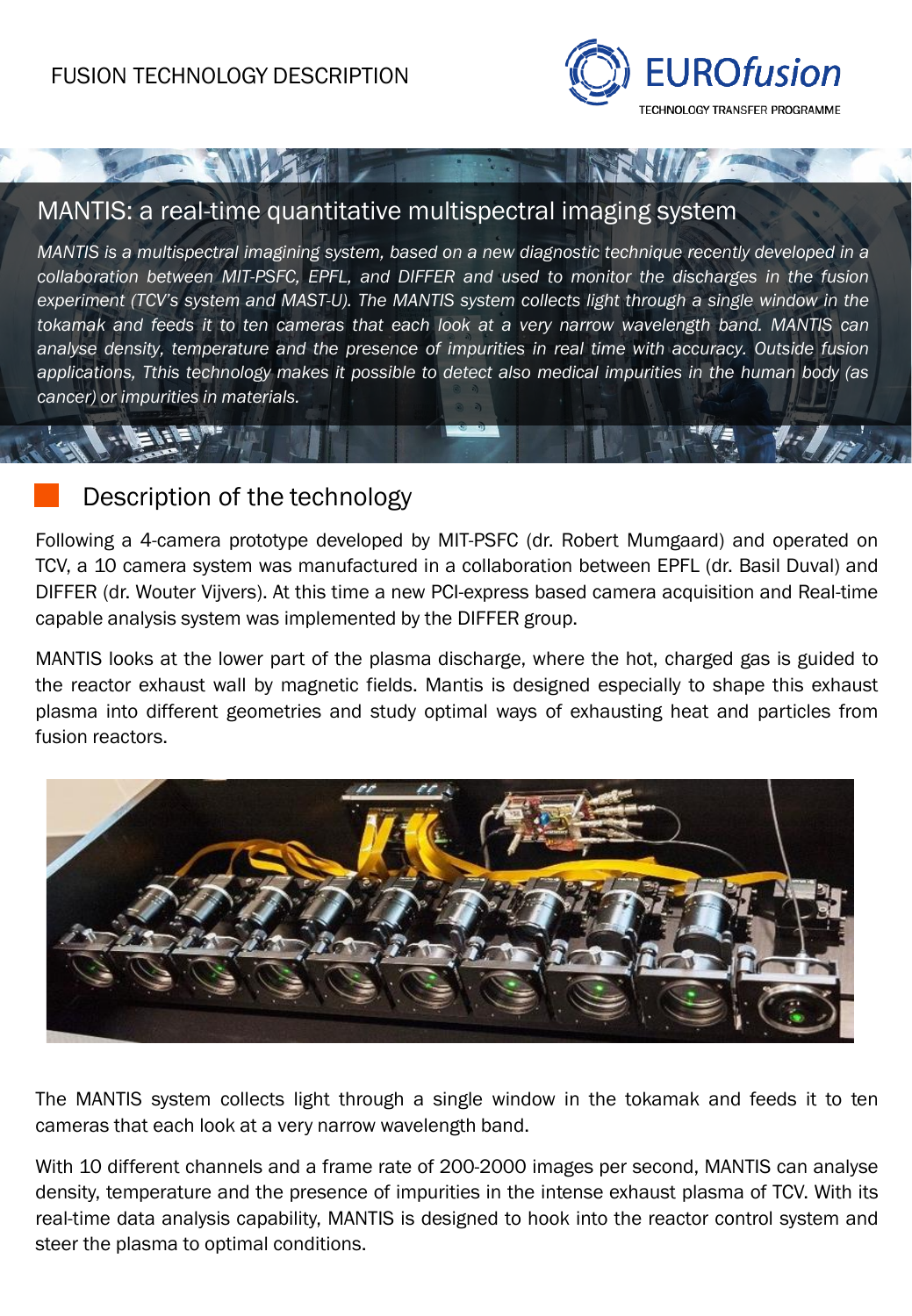FUSION TECHNOLOGY DESCRIPTION

EUROfusion
TECHNOLOGY TRANSFER PROGRAMME

# MANTIS: a real-time quantitative multispectral imaging system

*MANTIS is a multispectral imagining system, based on a new diagnostic technique recently developed in a collaboration between MIT-PSFC, EPFL, and DIFFER and used to monitor the discharges in the fusion experiment (TCV's system and MAST-U). The MANTIS system collects light through a single window in the tokamak and feeds it to ten cameras that each look at a very narrow wavelength band. MANTIS can analyse density, temperature and the presence of impurities in real time with accuracy. Outside fusion applications, Tthis technology makes it possible to detect also medical impurities in the human body (as cancer) or impurities in materials.*

## Description of the technology

Following a 4-camera prototype developed by MIT-PSFC (dr. Robert Mumgaard) and operated on TCV, a 10 camera system was manufactured in a collaboration between EPFL (dr. Basil Duval) and DIFFER (dr. Wouter Vijvers). At this time a new PCI-express based camera acquisition and Real-time capable analysis system was implemented by the DIFFER group.

MANTIS looks at the lower part of the plasma discharge, where the hot, charged gas is guided to the reactor exhaust wall by magnetic fields. Mantis is designed especially to shape this exhaust plasma into different geometries and study optimal ways of exhausting heat and particles from fusion reactors.

The MANTIS system collects light through a single window in the tokamak and feeds it to ten cameras that each look at a very narrow wavelength band.

With 10 different channels and a frame rate of 200-2000 images per second, MANTIS can analyse density, temperature and the presence of impurities in the intense exhaust plasma of TCV. With its real-time data analysis capability, MANTIS is designed to hook into the reactor control system and steer the plasma to optimal conditions.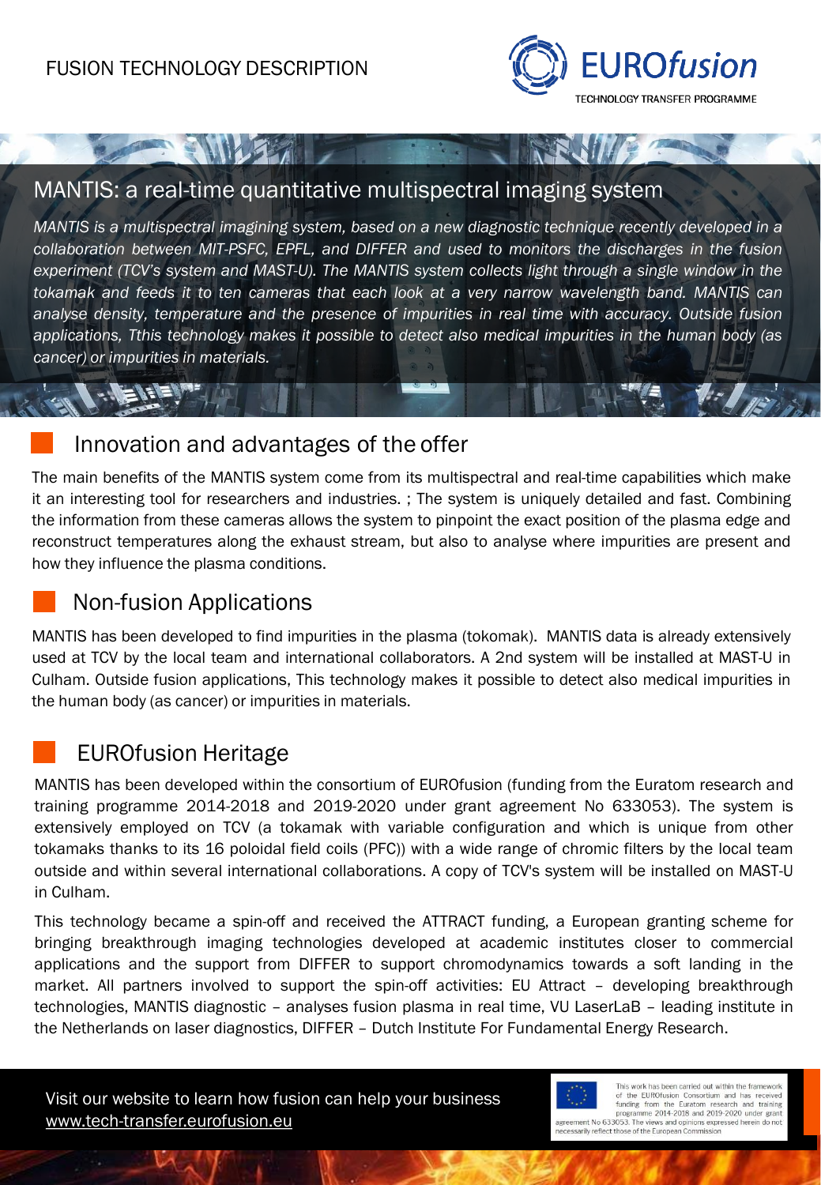FUSION TECHNOLOGY DESCRIPTION

EUROfusion

TECHNOLOGY TRANSFER PROGRAMME

# MANTIS: a real-time quantitative multispectral imaging system

*MANTIS is a multispectral imagining system, based on a new diagnostic technique recently developed in a collaboration between MIT-PSFC, EPFL, and DIFFER and used to monitors the discharges in the fusion experiment (TCV's system and MAST-U). The MANTIS system collects light through a single window in the tokamak and feeds it to ten cameras that each look at a very narrow wavelength band. MANTIS can analyse density, temperature and the presence of impurities in real time with accuracy. Outside fusion applications, Tthis technology makes it possible to detect also medical impurities in the human body (as cancer) or impurities in materials.*

## Innovation and advantages of the offer

The main benefits of the MANTIS system come from its multispectral and real-time capabilities which make it an interesting tool for researchers and industries. ; The system is uniquely detailed and fast. Combining the information from these cameras allows the system to pinpoint the exact position of the plasma edge and reconstruct temperatures along the exhaust stream, but also to analyse where impurities are present and how they influence the plasma conditions.

## Non-fusion Applications

MANTIS has been developed to find impurities in the plasma (tokomak). MANTIS data is already extensively used at TCV by the local team and international collaborators. A 2nd system will be installed at MAST-U in Culham. Outside fusion applications, This technology makes it possible to detect also medical impurities in the human body (as cancer) or impurities in materials.

## EUROfusion Heritage

MANTIS has been developed within the consortium of EUROfusion (funding from the Euratom research and training programme 2014-2018 and 2019-2020 under grant agreement No 633053). The system is extensively employed on TCV (a tokamak with variable configuration and which is unique from other tokamaks thanks to its 16 poloidal field coils (PFC)) with a wide range of chromic filters by the local team outside and within several international collaborations. A copy of TCV's system will be installed on MAST-U in Culham.

This technology became a spin-off and received the ATTRACT funding, a European granting scheme for bringing breakthrough imaging technologies developed at academic institutes closer to commercial applications and the support from DIFFER to support chromodynamics towards a soft landing in the market. All partners involved to support the spin-off activities: EU Attract – developing breakthrough technologies, MANTIS diagnostic – analyses fusion plasma in real time, VU LaserLaB – leading institute in the Netherlands on laser diagnostics, DIFFER – Dutch Institute For Fundamental Energy Research.

Visit our website to learn how fusion can help your business
www.tech-transfer.eurofusion.eu

This work has been carried out within the framework of the EUROfusion Consortium and has received funding from the Euratom research and training programme 2014-2018 and 2019-2020 under grant agreement No 633053. The views and opinions expressed herein do not necessarily reflect those of the European Commission